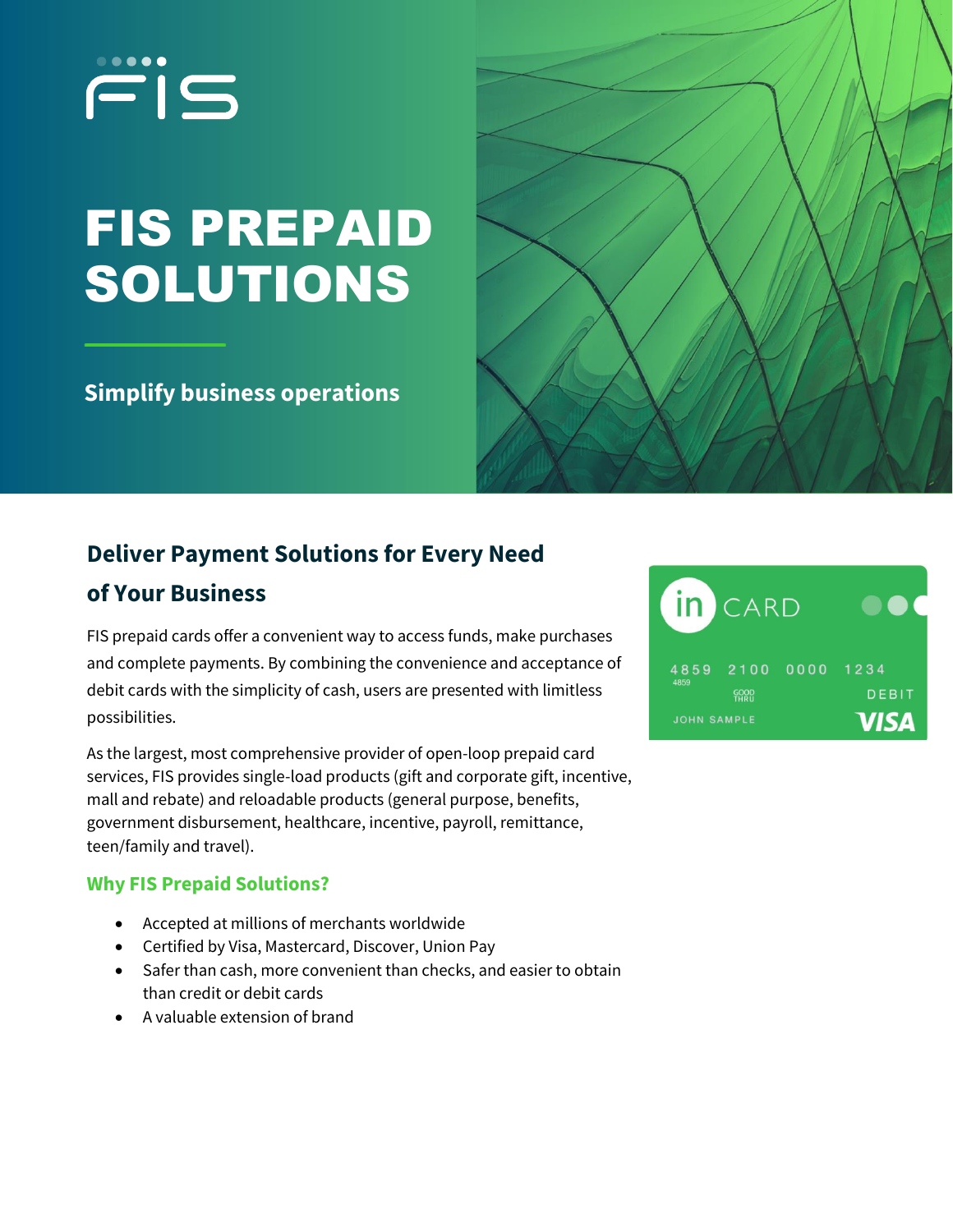# FIS PREPAID SOLUTIONS

**Simplify business operations**

## Deliver Payment Solutions for Every Need of Your Business

FIS prepaid cards offer a convenient way to access funds, make purchases and complete payments. By combining the convenience and acceptance of debit cards with the simplicity of cash, users are presented with limitless possibilities.

As the largest, most comprehensive provider of open-loop prepaid card services, FIS provides single-load products (gift and corporate gift, incentive, mall and rebate) and reloadable products (general purpose, benefits, government disbursement, healthcare, incentive, payroll, remittance, teen/family and travel).

### Why FIS Prepaid Solutions?

- Accepted at millions of merchants worldwide
- Certified by Visa, Mastercard, Discover, Union Pay
- Safer than cash, more convenient than checks, and easier to obtain than credit or debit cards
- A valuable extension of brand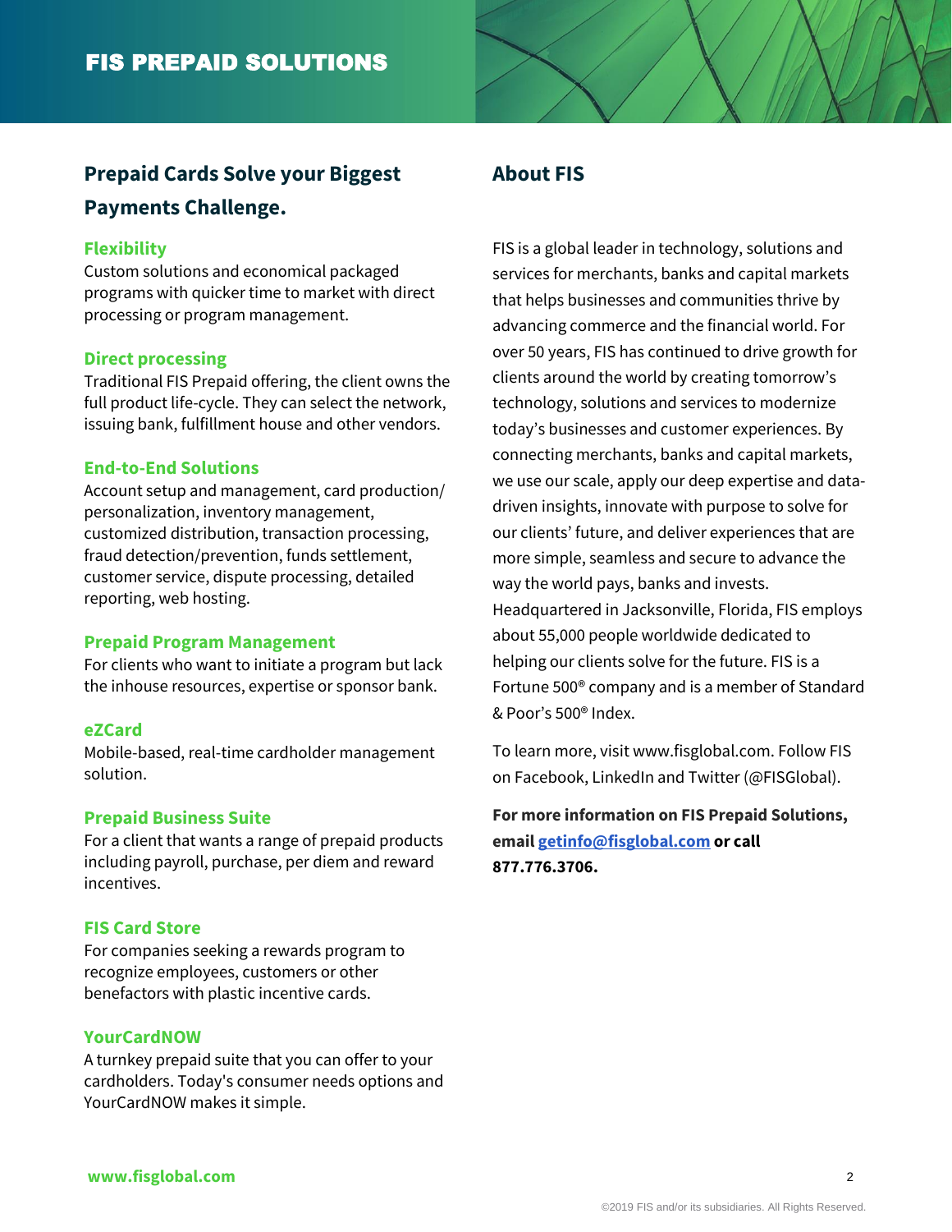# FIS PREPAID SOLUTIONS

## Prepaid Cards Solve your Biggest Payments Challenge.

### Flexibility

Custom solutions and economical packaged programs with quicker time to market with direct processing or program management.

### Direct processing

Traditional FIS Prepaid offering, the client owns the full product life-cycle. They can select the network, issuing bank, fulfillment house and other vendors.

### End-to-End Solutions

Account setup and management, card production/ personalization, inventory management, customized distribution, transaction processing, fraud detection/prevention, funds settlement, customer service, dispute processing, detailed reporting, web hosting.

### Prepaid Program Management

For clients who want to initiate a program but lack the inhouse resources, expertise or sponsor bank.

### eZCard

Mobile-based, real-time cardholder management solution.

### Prepaid Business Suite

For a client that wants a range of prepaid products including payroll, purchase, per diem and reward incentives.

### FIS Card Store

For companies seeking a rewards program to recognize employees, customers or other benefactors with plastic incentive cards.

### YourCardNOW

A turnkey prepaid suite that you can offer to your cardholders. Today's consumer needs options and YourCardNOW makes it simple.

## About FIS

FIS is a global leader in technology, solutions and services for merchants, banks and capital markets that helps businesses and communities thrive by advancing commerce and the financial world. For over 50 years, FIS has continued to drive growth for clients around the world by creating tomorrow's technology, solutions and services to modernize today's businesses and customer experiences. By connecting merchants, banks and capital markets, we use our scale, apply our deep expertise and data-driven insights, innovate with purpose to solve for our clients' future, and deliver experiences that are more simple, seamless and secure to advance the way the world pays, banks and invests. Headquartered in Jacksonville, Florida, FIS employs about 55,000 people worldwide dedicated to helping our clients solve for the future. FIS is a Fortune 500® company and is a member of Standard & Poor's 500® Index.

To learn more, visit www.fisglobal.com. Follow FIS on Facebook, LinkedIn and Twitter (@FISGlobal).

**For more information on FIS Prepaid Solutions, email [getinfo@fisglobal.com](mailto:getinfo@fisglobal.com) or call 877.776.3706.**

www.fisglobal.com

©2019 FIS and/or its subsidiaries. All Rights Reserved.